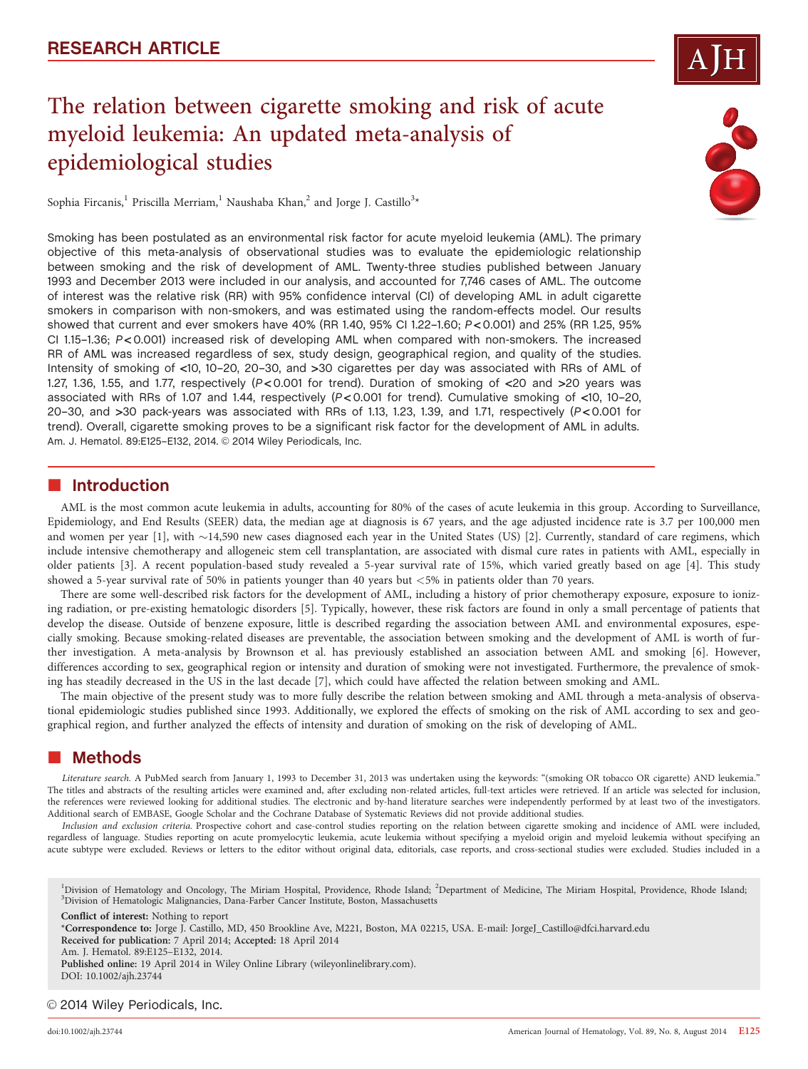RESEARCH ARTICLE

# The relation between cigarette smoking and risk of acute myeloid leukemia: An updated meta-analysis of epidemiological studies

Sophia Fircanis,[1] Priscilla Merriam,[1] Naushaba Khan,[2] and Jorge J. Castillo[3]*

Smoking has been postulated as an environmental risk factor for acute myeloid leukemia (AML). The primary objective of this meta-analysis of observational studies was to evaluate the epidemiologic relationship between smoking and the risk of development of AML. Twenty-three studies published between January 1993 and December 2013 were included in our analysis, and accounted for 7,746 cases of AML. The outcome of interest was the relative risk (RR) with 95% confidence interval (CI) of developing AML in adult cigarette smokers in comparison with non-smokers, and was estimated using the random-effects model. Our results showed that current and ever smokers have 40% (RR 1.40, 95% CI 1.22–1.60; $P<0.001$) and 25% (RR 1.25, 95% CI 1.15–1.36; $P<0.001$) increased risk of developing AML when compared with non-smokers. The increased RR of AML was increased regardless of sex, study design, geographical region, and quality of the studies. Intensity of smoking of <10, 10–20, 20–30, and >30 cigarettes per day was associated with RRs of AML of 1.27, 1.36, 1.55, and 1.77, respectively ($P<0.001$ for trend). Duration of smoking of <20 and >20 years was associated with RRs of 1.07 and 1.44, respectively ($P<0.001$ for trend). Cumulative smoking of <10, 10–20, 20–30, and >30 pack-years was associated with RRs of 1.13, 1.23, 1.39, and 1.71, respectively ($P<0.001$ for trend). Overall, cigarette smoking proves to be a significant risk factor for the development of AML in adults. Am. J. Hematol. 89:E125–E132, 2014. © 2014 Wiley Periodicals, Inc.

## Introduction

AML is the most common acute leukemia in adults, accounting for 80% of the cases of acute leukemia in this group. According to Surveillance, Epidemiology, and End Results (SEER) data, the median age at diagnosis is 67 years, and the age adjusted incidence rate is 3.7 per 100,000 men and women per year [1], with ~14,590 new cases diagnosed each year in the United States (US) [2]. Currently, standard of care regimens, which include intensive chemotherapy and allogeneic stem cell transplantation, are associated with dismal cure rates in patients with AML, especially in older patients [3]. A recent population-based study revealed a 5-year survival rate of 15%, which varied greatly based on age [4]. This study showed a 5-year survival rate of 50% in patients younger than 40 years but <5% in patients older than 70 years.

There are some well-described risk factors for the development of AML, including a history of prior chemotherapy exposure, exposure to ionizing radiation, or pre-existing hematologic disorders [5]. Typically, however, these risk factors are found in only a small percentage of patients that develop the disease. Outside of benzene exposure, little is described regarding the association between AML and environmental exposures, especially smoking. Because smoking-related diseases are preventable, the association between smoking and the development of AML is worth of further investigation. A meta-analysis by Brownson et al. has previously established an association between AML and smoking [6]. However, differences according to sex, geographical region or intensity and duration of smoking were not investigated. Furthermore, the prevalence of smoking has steadily decreased in the US in the last decade [7], which could have affected the relation between smoking and AML.

The main objective of the present study was to more fully describe the relation between smoking and AML through a meta-analysis of observational epidemiologic studies published since 1993. Additionally, we explored the effects of smoking on the risk of AML according to sex and geographical region, and further analyzed the effects of intensity and duration of smoking on the risk of developing of AML.

## Methods

*Literature search.* A PubMed search from January 1, 1993 to December 31, 2013 was undertaken using the keywords: "(smoking OR tobacco OR cigarette) AND leukemia." The titles and abstracts of the resulting articles were examined and, after excluding non-related articles, full-text articles were retrieved. If an article was selected for inclusion, the references were reviewed looking for additional studies. The electronic and by-hand literature searches were independently performed by at least two of the investigators. Additional search of EMBASE, Google Scholar and the Cochrane Database of Systematic Reviews did not provide additional studies.

*Inclusion and exclusion criteria.* Prospective cohort and case-control studies reporting on the relation between cigarette smoking and incidence of AML were included, regardless of language. Studies reporting on acute promyelocytic leukemia, acute leukemia without specifying a myeloid origin and myeloid leukemia without specifying an acute subtype were excluded. Reviews or letters to the editor without original data, editorials, case reports, and cross-sectional studies were excluded. Studies included in a

[1]Division of Hematology and Oncology, The Miriam Hospital, Providence, Rhode Island; [2]Department of Medicine, The Miriam Hospital, Providence, Rhode Island; [3]Division of Hematologic Malignancies, Dana-Farber Cancer Institute, Boston, Massachusetts

**Conflict of interest:** Nothing to report

*Correspondence to: Jorge J. Castillo, MD, 450 Brookline Ave, M221, Boston, MA 02215, USA. E-mail: JorgeJ_Castillo@dfci.harvard.edu

**Received for publication:** 7 April 2014; **Accepted:** 18 April 2014

Am. J. Hematol. 89:E125–E132, 2014.

**Published online:** 19 April 2014 in Wiley Online Library (wileyonlinelibrary.com).

DOI: 10.1002/ajh.23744

© 2014 Wiley Periodicals, Inc.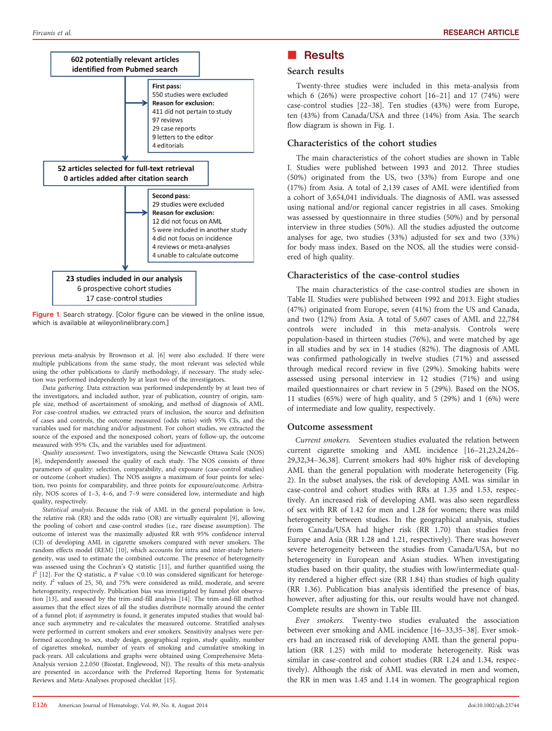602 potentially relevant articles identified from Pubmed search

First pass:
550 studies were excluded
Reason for exclusion:
411 did not pertain to study
97 reviews
29 case reports
9 letters to the editor
4 editorials

52 articles selected for full-text retrieval
0 articles added after citation search

Second pass:
29 studies were excluded
Reason for exclusion:
12 did not focus on AML
5 were included in another study
4 did not focus on incidence
4 reviews or meta-analyses
4 unable to calculate outcome

23 studies included in our analysis
6 prospective cohort studies
17 case-control studies

Figure 1. Search strategy. [Color figure can be viewed in the online issue, which is available at wileyonlinelibrary.com.]

previous meta-analysis by Brownson et al. [6] were also excluded. If there were multiple publications from the same study, the most relevant was selected while using the other publications to clarify methodology, if necessary. The study selection was performed independently by at least two of the investigators.

*Data gathering.* Data extraction was performed independently by at least two of the investigators, and included author, year of publication, country of origin, sample size, method of ascertainment of smoking, and method of diagnosis of AML. For case-control studies, we extracted years of inclusion, the source and definition of cases and controls, the outcome measured (odds ratio) with 95% CIs, and the variables used for matching and/or adjustment. For cohort studies, we extracted the source of the exposed and the nonexposed cohort, years of follow-up, the outcome measured with 95% CIs, and the variables used for adjustment.

*Quality assessment.* Two investigators, using the Newcastle Ottawa Scale (NOS) [8], independently assessed the quality of each study. The NOS consists of three parameters of quality: selection, comparability, and exposure (case-control studies) or outcome (cohort studies). The NOS assigns a maximum of four points for selection, two points for comparability, and three points for exposure/outcome. Arbitrarily, NOS scores of 1–3, 4–6, and 7–9 were considered low, intermediate and high quality, respectively.

*Statistical analysis.* Because the risk of AML in the general population is low, the relative risk (RR) and the odds ratio (OR) are virtually equivalent [9], allowing the pooling of cohort and case-control studies (i.e., rare disease assumption). The outcome of interest was the maximally adjusted RR with 95% confidence interval (CI) of developing AML in cigarette smokers compared with never smokers. The random effects model (REM) [10], which accounts for intra and inter-study heterogeneity, was used to estimate the combined outcome. The presence of heterogeneity was assessed using the Cochran's Q statistic [11], and further quantified using the $I^2$ [12]. For the Q statistic, a $P$ value $<0.10$ was considered significant for heterogeneity. $I^2$ values of 25, 50, and 75% were considered as mild, moderate, and severe heterogeneity, respectively. Publication bias was investigated by funnel plot observation [13], and assessed by the trim-and-fill analysis [14]. The trim-and-fill method assumes that the effect sizes of all the studies distribute normally around the center of a funnel plot; if asymmetry is found, it generates imputed studies that would balance such asymmetry and re-calculates the measured outcome. Stratified analyses were performed in current smokers and ever smokers. Sensitivity analyses were performed according to sex, study design, geographical region, study quality, number of cigarettes smoked, number of years of smoking and cumulative smoking in pack-years. All calculations and graphs were obtained using Comprehensive Meta-Analysis version 2.2.050 (Biostat, Englewood, NJ). The results of this meta-analysis are presented in accordance with the Preferred Reporting Items for Systematic Reviews and Meta-Analyses proposed checklist [15].

## Results

### Search results

Twenty-three studies were included in this meta-analysis from which 6 (26%) were prospective cohort [16–21] and 17 (74%) were case-control studies [22–38]. Ten studies (43%) were from Europe, ten (43%) from Canada/USA and three (14%) from Asia. The search flow diagram is shown in Fig. 1.

### Characteristics of the cohort studies

The main characteristics of the cohort studies are shown in Table I. Studies were published between 1993 and 2012. Three studies (50%) originated from the US, two (33%) from Europe and one (17%) from Asia. A total of 2,139 cases of AML were identified from a cohort of 3,654,041 individuals. The diagnosis of AML was assessed using national and/or regional cancer registries in all cases. Smoking was assessed by questionnaire in three studies (50%) and by personal interview in three studies (50%). All the studies adjusted the outcome analyses for age, two studies (33%) adjusted for sex and two (33%) for body mass index. Based on the NOS, all the studies were considered of high quality.

### Characteristics of the case-control studies

The main characteristics of the case-control studies are shown in Table II. Studies were published between 1992 and 2013. Eight studies (47%) originated from Europe, seven (41%) from the US and Canada, and two (12%) from Asia. A total of 5,607 cases of AML and 22,784 controls were included in this meta-analysis. Controls were population-based in thirteen studies (76%), and were matched by age in all studies and by sex in 14 studies (82%). The diagnosis of AML was confirmed pathologically in twelve studies (71%) and assessed through medical record review in five (29%). Smoking habits were assessed using personal interview in 12 studies (71%) and using mailed questionnaires or chart review in 5 (29%). Based on the NOS, 11 studies (65%) were of high quality, and 5 (29%) and 1 (6%) were of intermediate and low quality, respectively.

### Outcome assessment

*Current smokers.* Seventeen studies evaluated the relation between current cigarette smoking and AML incidence [16–21,23,24,26–29,32,34–36,38]. Current smokers had 40% higher risk of developing AML than the general population with moderate heterogeneity (Fig. 2). In the subset analyses, the risk of developing AML was similar in case-control and cohort studies with RRs at 1.35 and 1.53, respectively. An increased risk of developing AML was also seen regardless of sex with RR of 1.42 for men and 1.28 for women; there was mild heterogeneity between studies. In the geographical analysis, studies from Canada/USA had higher risk (RR 1.70) than studies from Europe and Asia (RR 1.28 and 1.21, respectively). There was however severe heterogeneity between the studies from Canada/USA, but no heterogeneity in European and Asian studies. When investigating studies based on their quality, the studies with low/intermediate quality rendered a higher effect size (RR 1.84) than studies of high quality (RR 1.36). Publication bias analysis identified the presence of bias, however, after adjusting for this, our results would have not changed. Complete results are shown in Table III.

*Ever smokers.* Twenty-two studies evaluated the association between ever smoking and AML incidence [16–33,35–38]. Ever smokers had an increased risk of developing AML than the general population (RR 1.25) with mild to moderate heterogeneity. Risk was similar in case-control and cohort studies (RR 1.24 and 1.34, respectively). Although the risk of AML was elevated in men and women, the RR in men was 1.45 and 1.14 in women. The geographical region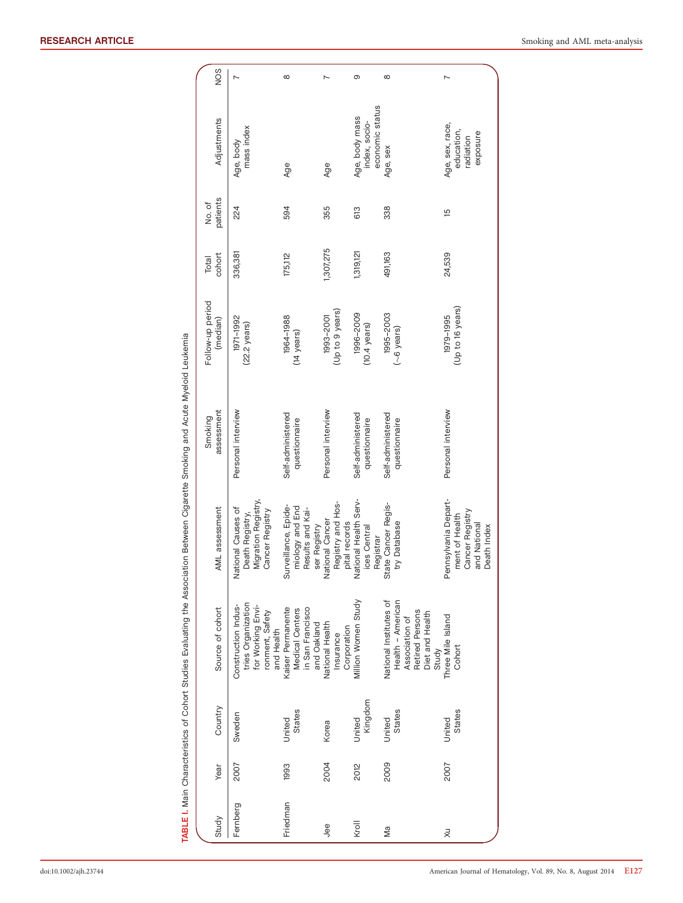**TABLE I.** Main Characteristics of Cohort Studies Evaluating the Association Between Cigarette Smoking and Acute Myeloid Leukemia

| Study | Year | Country | Source of cohort | AML assessment | Smoking assessment | Follow-up period (median) | Total cohort | No. of patients | Adjustments | NOS |
|---|---|---|---|---|---|---|---|---|---|---|
| Fernberg | 2007 | Sweden | Construction Industries Organization for Working Environment, Safety and Health | National Causes of Death Registry, Migration Registry, Cancer Registry | Personal interview | 1971–1992 (22.2 years) | 336,381 | 224 | Age, body mass index | 7 |
| Friedman | 1993 | United States | Kaiser Permanente Medical Centers in San Francisco and Oakland | Surveillance, Epidemiology and End Results and Kaiser Registry | Self-administered questionnaire | 1964–1988 (14 years) | 175,112 | 594 | Age | 8 |
| Jee | 2004 | Korea | National Health Insurance Corporation | National Cancer Registry and Hospital records | Personal interview | 1993–2001 (Up to 9 years) | 1,307,275 | 355 | Age | 7 |
| Kroll | 2012 | United Kingdom | Million Women Study | National Health Services Central Registrar | Self-administered questionnaire | 1996–2009 (10.4 years) | 1,319,121 | 613 | Age, body mass index, socio-economic status | 9 |
| Ma | 2009 | United States | National Institutes of Health – American Association of Retired Persons Diet and Health Study | State Cancer Registry Database | Self-administered questionnaire | 1995–2003 (~6 years) | 491,163 | 338 | Age, sex | 8 |
| Xu | 2007 | United States | Three Mile Island Cohort | Pennsylvania Department of Health Cancer Registry and National Death Index | Personal interview | 1979–1995 (Up to 16 years) | 24,539 | 15 | Age, sex, race, education, radiation exposure | 7 |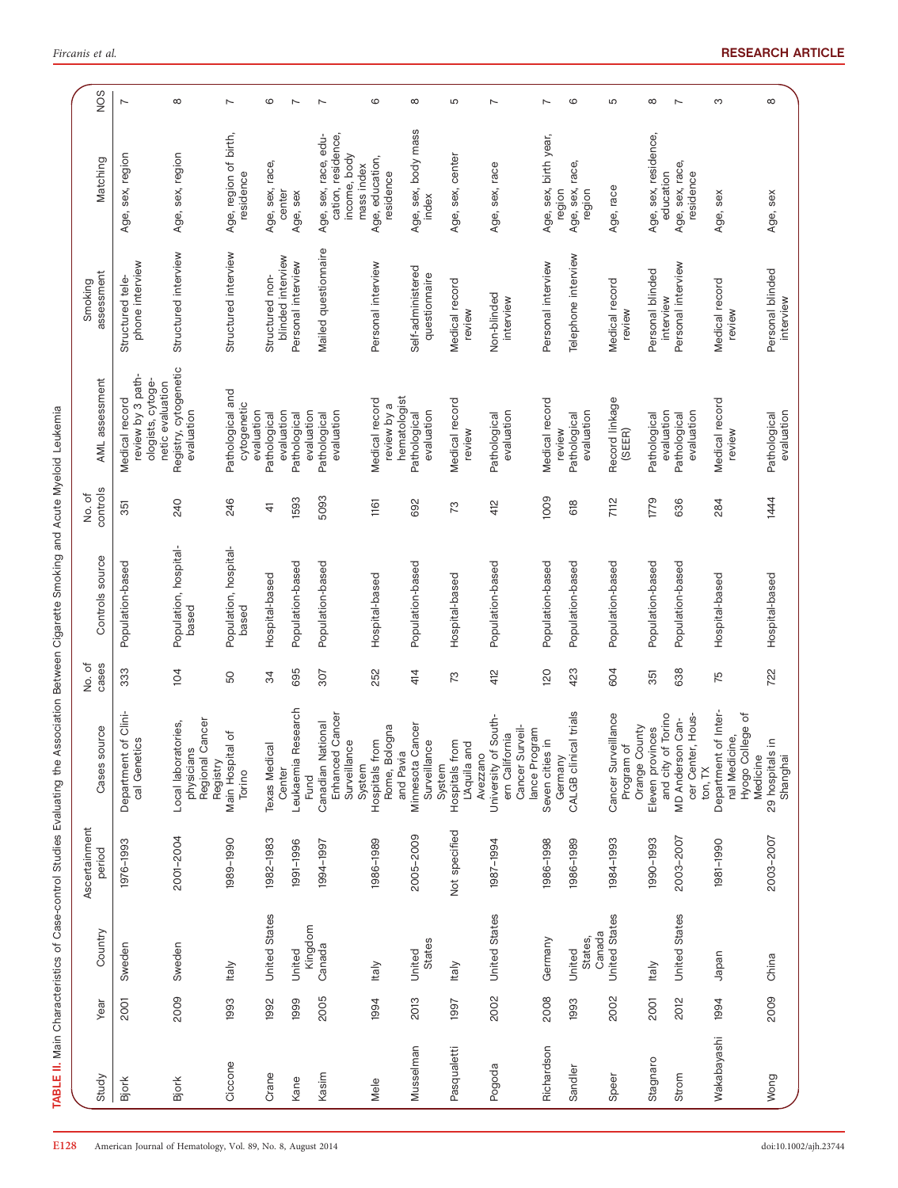**TABLE II.** Main Characteristics of Case-control Studies Evaluating the Association Between Cigarette Smoking and Acute Myeloid Leukemia

| Study | Year | Country | Ascertainment period | Cases source | No. of cases | Controls source | No. of controls | AML assessment | Smoking assessment | Matching | NOS |
|---|---|---|---|---|---|---|---|---|---|---|---|
| Bjork | 2001 | Sweden | 1976–1993 | Department of Clinical Genetics | 333 | Population-based | 351 | Medical record review by 3 pathologists, cytogenetic evaluation | Structured telephone interview | Age, sex, region | 7 |
| Bjork | 2009 | Sweden | 2001–2004 | Local laboratories, physicians Regional Cancer Registry | 104 | Population, hospital-based | 240 | Registry, cytogenetic evaluation | Structured interview | Age, sex, region | 8 |
| Ciccone | 1993 | Italy | 1989–1990 | Main Hospital of Torino | 50 | Population, hospital-based | 246 | Pathological and cytogenetic evaluation | Structured interview | Age, region of birth, residence | 7 |
| Crane | 1992 | United States | 1982–1983 | Texas Medical Center | 34 | Hospital-based | 41 | Pathological evaluation | Structured non-blinded interview | Age, sex, race, center | 6 |
| Kane | 1999 | United Kingdom | 1991–1996 | Leukaemia Research Fund | 695 | Population-based | 1593 | Pathological evaluation | Personal interview | Age, sex | 7 |
| Kasim | 2005 | Canada | 1994–1997 | Canadian National Enhanced Cancer Surveillance System | 307 | Population-based | 5093 | Pathological evaluation | Mailed questionnaire | Age, sex, race, education, residence, income, body mass index | 7 |
| Mele | 1994 | Italy | 1986–1989 | Hospitals from Rome, Bologna and Pavia | 252 | Hospital-based | 1161 | Medical record review by a hematologist | Personal interview | Age, education, residence | 6 |
| Musselman | 2013 | United States | 2005–2009 | Minnesota Cancer Surveillance System | 414 | Population-based | 692 | Pathological evaluation | Self-administered questionnaire | Age, sex, body mass index | 8 |
| Pasqualetti | 1997 | Italy | Not specified | Hospitals from L'Aquila and Avezzano | 73 | Hospital-based | 73 | Medical record review | Medical record review | Age, sex, center | 5 |
| Pogoda | 2002 | United States | 1987–1994 | University of Southern California Cancer Surveillance Program | 412 | Population-based | 412 | Pathological evaluation | Non-blinded interview | Age, sex, race | 7 |
| Richardson | 2008 | Germany | 1986–1998 | Seven cities in Germany | 120 | Population-based | 1009 | Medical record review | Personal interview | Age, sex, birth year, region | 7 |
| Sandler | 1993 | United States, Canada | 1986–1989 | CALGB clinical trials | 423 | Population-based | 618 | Pathological evaluation | Telephone interview | Age, sex, race, region | 6 |
| Speer | 2002 | United States | 1984–1993 | Cancer Surveillance Program of Orange County | 604 | Population-based | 7112 | Record linkage (SEER) | Medical record review | Age, race | 5 |
| Stagnaro | 2001 | Italy | 1990–1993 | Eleven provinces and city of Torino | 351 | Population-based | 1779 | Pathological evaluation | Personal blinded interview | Age, sex, residence, education | 8 |
| Strom | 2012 | United States | 2003–2007 | MD Anderson Cancer Center, Houston, TX | 638 | Population-based | 636 | Pathological evaluation | Personal interview | Age, sex, race, residence | 7 |
| Wakabayashi | 1994 | Japan | 1981–1990 | Department of Internal Medicine, Hyogo College of Medicine | 75 | Hospital-based | 284 | Medical record review | Medical record review | Age, sex | 3 |
| Wong | 2009 | China | 2003–2007 | 29 hospitals in Shanghai | 722 | Hospital-based | 1444 | Pathological evaluation | Personal blinded interview | Age, sex | 8 |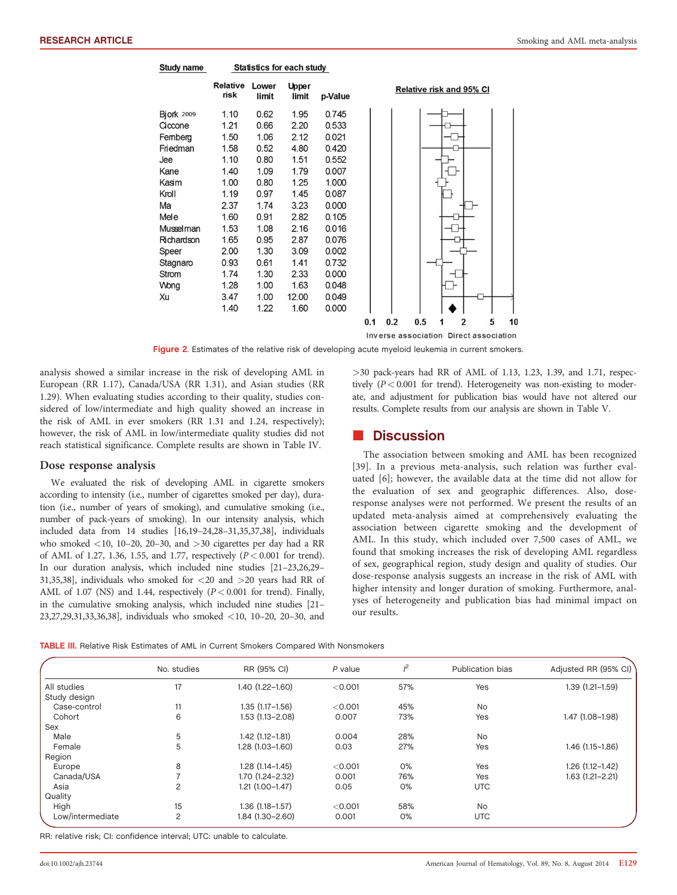| Study name | Relative risk | Lower limit | Upper limit | p-Value |
|---|---|---|---|---|
| Bjork 2009 | 1.10 | 0.62 | 1.95 | 0.745 |
| Ciccone | 1.21 | 0.66 | 2.20 | 0.533 |
| Fernberg | 1.50 | 1.06 | 2.12 | 0.021 |
| Friedman | 1.58 | 0.52 | 4.80 | 0.420 |
| Jee | 1.10 | 0.80 | 1.51 | 0.552 |
| Kane | 1.40 | 1.09 | 1.79 | 0.007 |
| Kasim | 1.00 | 0.80 | 1.25 | 1.000 |
| Kroll | 1.19 | 0.97 | 1.45 | 0.087 |
| Ma | 2.37 | 1.74 | 3.23 | 0.000 |
| Mele | 1.60 | 0.91 | 2.82 | 0.105 |
| Musselman | 1.53 | 1.08 | 2.16 | 0.016 |
| Richardson | 1.65 | 0.95 | 2.87 | 0.076 |
| Speer | 2.00 | 1.30 | 3.09 | 0.002 |
| Stagnaro | 0.93 | 0.61 | 1.41 | 0.732 |
| Strom | 1.74 | 1.30 | 2.33 | 0.000 |
| Wong | 1.28 | 1.00 | 1.63 | 0.048 |
| Xu | 3.47 | 1.00 | 12.00 | 0.049 |
| | 1.40 | 1.22 | 1.60 | 0.000 |

Relative risk and 95% CI

0.1 0.2 0.5 1 2 5 10

Inverse association Direct association

**Figure 2.** Estimates of the relative risk of developing acute myeloid leukemia in current smokers.

analysis showed a similar increase in the risk of developing AML in European (RR 1.17), Canada/USA (RR 1.31), and Asian studies (RR 1.29). When evaluating studies according to their quality, studies considered of low/intermediate and high quality showed an increase in the risk of AML in ever smokers (RR 1.31 and 1.24, respectively); however, the risk of AML in low/intermediate quality studies did not reach statistical significance. Complete results are shown in Table IV.

### Dose response analysis

We evaluated the risk of developing AML in cigarette smokers according to intensity (i.e., number of cigarettes smoked per day), duration (i.e., number of years of smoking), and cumulative smoking (i.e., number of pack-years of smoking). In our intensity analysis, which included data from 14 studies [16,19–24,28–31,35,37,38], individuals who smoked <10, 10–20, 20–30, and >30 cigarettes per day had a RR of AML of 1.27, 1.36, 1.55, and 1.77, respectively ($P < 0.001$ for trend). In our duration analysis, which included nine studies [21–23,26,29–31,35,38], individuals who smoked for <20 and >20 years had RR of AML of 1.07 (NS) and 1.44, respectively ($P < 0.001$ for trend). Finally, in the cumulative smoking analysis, which included nine studies [21–23,27,29,31,33,36,38], individuals who smoked <10, 10–20, 20–30, and >30 pack-years had RR of AML of 1.13, 1.23, 1.39, and 1.71, respectively ($P < 0.001$ for trend). Heterogeneity was non-existing to moderate, and adjustment for publication bias would have not altered our results. Complete results from our analysis are shown in Table V.

## Discussion

The association between smoking and AML has been recognized [39]. In a previous meta-analysis, such relation was further evaluated [6]; however, the available data at the time did not allow for the evaluation of sex and geographic differences. Also, dose-response analyses were not performed. We present the results of an updated meta-analysis aimed at comprehensively evaluating the association between cigarette smoking and the development of AML. In this study, which included over 7,500 cases of AML, we found that smoking increases the risk of developing AML regardless of sex, geographical region, study design and quality of studies. Our dose-response analysis suggests an increase in the risk of AML with higher intensity and longer duration of smoking. Furthermore, analyses of heterogeneity and publication bias had minimal impact on our results.

**TABLE III.** Relative Risk Estimates of AML in Current Smokers Compared With Nonsmokers

| | No. studies | RR (95% CI) | P value | $I^2$ | Publication bias | Adjusted RR (95% CI) |
|---|---|---|---|---|---|---|
| All studies | 17 | 1.40 (1.22–1.60) | <0.001 | 57% | Yes | 1.39 (1.21–1.59) |
| Study design | | | | | | |
| Case-control | 11 | 1.35 (1.17–1.56) | <0.001 | 45% | No | |
| Cohort | 6 | 1.53 (1.13–2.08) | 0.007 | 73% | Yes | 1.47 (1.08–1.98) |
| Sex | | | | | | |
| Male | 5 | 1.42 (1.12–1.81) | 0.004 | 28% | No | |
| Female | 5 | 1.28 (1.03–1.60) | 0.03 | 27% | Yes | 1.46 (1.15–1.86) |
| Region | | | | | | |
| Europe | 8 | 1.28 (1.14–1.45) | <0.001 | 0% | Yes | 1.26 (1.12–1.42) |
| Canada/USA | 7 | 1.70 (1.24–2.32) | 0.001 | 76% | Yes | 1.63 (1.21–2.21) |
| Asia | 2 | 1.21 (1.00–1.47) | 0.05 | 0% | UTC | |
| Quality | | | | | | |
| High | 15 | 1.36 (1.18–1.57) | <0.001 | 58% | No | |
| Low/intermediate | 2 | 1.84 (1.30–2.60) | 0.001 | 0% | UTC | |

RR: relative risk; CI: confidence interval; UTC: unable to calculate.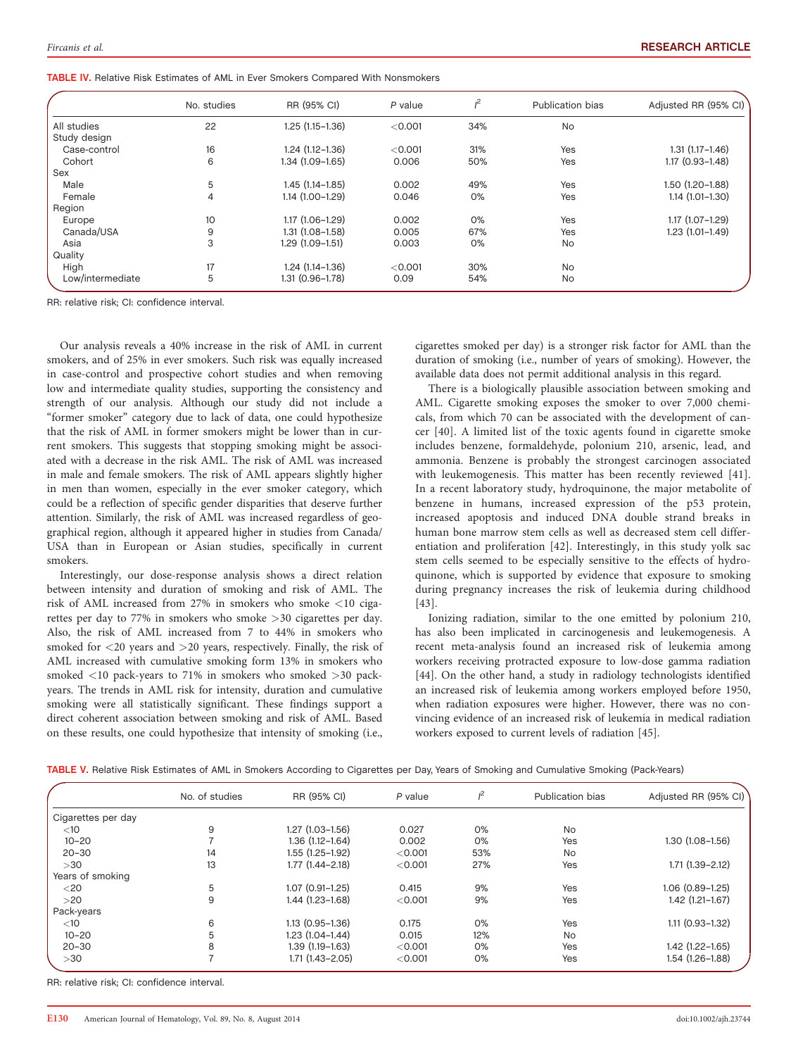TABLE IV. Relative Risk Estimates of AML in Ever Smokers Compared With Nonsmokers

| | No. studies | RR (95% CI) | P value | $I^2$ | Publication bias | Adjusted RR (95% CI) |
|---|---|---|---|---|---|---|
| All studies | 22 | 1.25 (1.15–1.36) | <0.001 | 34% | No | |
| Study design | | | | | | |
| Case-control | 16 | 1.24 (1.12–1.36) | <0.001 | 31% | Yes | 1.31 (1.17–1.46) |
| Cohort | 6 | 1.34 (1.09–1.65) | 0.006 | 50% | Yes | 1.17 (0.93–1.48) |
| Sex | | | | | | |
| Male | 5 | 1.45 (1.14–1.85) | 0.002 | 49% | Yes | 1.50 (1.20–1.88) |
| Female | 4 | 1.14 (1.00–1.29) | 0.046 | 0% | Yes | 1.14 (1.01–1.30) |
| Region | | | | | | |
| Europe | 10 | 1.17 (1.06–1.29) | 0.002 | 0% | Yes | 1.17 (1.07–1.29) |
| Canada/USA | 9 | 1.31 (1.08–1.58) | 0.005 | 67% | Yes | 1.23 (1.01–1.49) |
| Asia | 3 | 1.29 (1.09–1.51) | 0.003 | 0% | No | |
| Quality | | | | | | |
| High | 17 | 1.24 (1.14–1.36) | <0.001 | 30% | No | |
| Low/intermediate | 5 | 1.31 (0.96–1.78) | 0.09 | 54% | No | |

RR: relative risk; CI: confidence interval.

Our analysis reveals a 40% increase in the risk of AML in current smokers, and of 25% in ever smokers. Such risk was equally increased in case-control and prospective cohort studies and when removing low and intermediate quality studies, supporting the consistency and strength of our analysis. Although our study did not include a "former smoker" category due to lack of data, one could hypothesize that the risk of AML in former smokers might be lower than in current smokers. This suggests that stopping smoking might be associated with a decrease in the risk AML. The risk of AML was increased in male and female smokers. The risk of AML appears slightly higher in men than women, especially in the ever smoker category, which could be a reflection of specific gender disparities that deserve further attention. Similarly, the risk of AML was increased regardless of geographical region, although it appeared higher in studies from Canada/USA than in European or Asian studies, specifically in current smokers.

Interestingly, our dose-response analysis shows a direct relation between intensity and duration of smoking and risk of AML. The risk of AML increased from 27% in smokers who smoke <10 cigarettes per day to 77% in smokers who smoke >30 cigarettes per day. Also, the risk of AML increased from 7 to 44% in smokers who smoked for <20 years and >20 years, respectively. Finally, the risk of AML increased with cumulative smoking form 13% in smokers who smoked <10 pack-years to 71% in smokers who smoked >30 pack-years. The trends in AML risk for intensity, duration and cumulative smoking were all statistically significant. These findings support a direct coherent association between smoking and risk of AML. Based on these results, one could hypothesize that intensity of smoking (i.e., cigarettes smoked per day) is a stronger risk factor for AML than the duration of smoking (i.e., number of years of smoking). However, the available data does not permit additional analysis in this regard.

There is a biologically plausible association between smoking and AML. Cigarette smoking exposes the smoker to over 7,000 chemicals, from which 70 can be associated with the development of cancer [40]. A limited list of the toxic agents found in cigarette smoke includes benzene, formaldehyde, polonium 210, arsenic, lead, and ammonia. Benzene is probably the strongest carcinogen associated with leukemogenesis. This matter has been recently reviewed [41]. In a recent laboratory study, hydroquinone, the major metabolite of benzene in humans, increased expression of the p53 protein, increased apoptosis and induced DNA double strand breaks in human bone marrow stem cells as well as decreased stem cell differentiation and proliferation [42]. Interestingly, in this study yolk sac stem cells seemed to be especially sensitive to the effects of hydroquinone, which is supported by evidence that exposure to smoking during pregnancy increases the risk of leukemia during childhood [43].

Ionizing radiation, similar to the one emitted by polonium 210, has also been implicated in carcinogenesis and leukemogenesis. A recent meta-analysis found an increased risk of leukemia among workers receiving protracted exposure to low-dose gamma radiation [44]. On the other hand, a study in radiology technologists identified an increased risk of leukemia among workers employed before 1950, when radiation exposures were higher. However, there was no convincing evidence of an increased risk of leukemia in medical radiation workers exposed to current levels of radiation [45].

TABLE V. Relative Risk Estimates of AML in Smokers According to Cigarettes per Day, Years of Smoking and Cumulative Smoking (Pack-Years)

| | No. of studies | RR (95% CI) | P value | $I^2$ | Publication bias | Adjusted RR (95% CI) |
|---|---|---|---|---|---|---|
| Cigarettes per day | | | | | | |
| <10 | 9 | 1.27 (1.03–1.56) | 0.027 | 0% | No | |
| 10–20 | 7 | 1.36 (1.12–1.64) | 0.002 | 0% | Yes | 1.30 (1.08–1.56) |
| 20–30 | 14 | 1.55 (1.25–1.92) | <0.001 | 53% | No | |
| >30 | 13 | 1.77 (1.44–2.18) | <0.001 | 27% | Yes | 1.71 (1.39–2.12) |
| Years of smoking | | | | | | |
| <20 | 5 | 1.07 (0.91–1.25) | 0.415 | 9% | Yes | 1.06 (0.89–1.25) |
| >20 | 9 | 1.44 (1.23–1.68) | <0.001 | 9% | Yes | 1.42 (1.21–1.67) |
| Pack-years | | | | | | |
| <10 | 6 | 1.13 (0.95–1.36) | 0.175 | 0% | Yes | 1.11 (0.93–1.32) |
| 10–20 | 5 | 1.23 (1.04–1.44) | 0.015 | 12% | No | |
| 20–30 | 8 | 1.39 (1.19–1.63) | <0.001 | 0% | Yes | 1.42 (1.22–1.65) |
| >30 | 7 | 1.71 (1.43–2.05) | <0.001 | 0% | Yes | 1.54 (1.26–1.88) |

RR: relative risk; CI: confidence interval.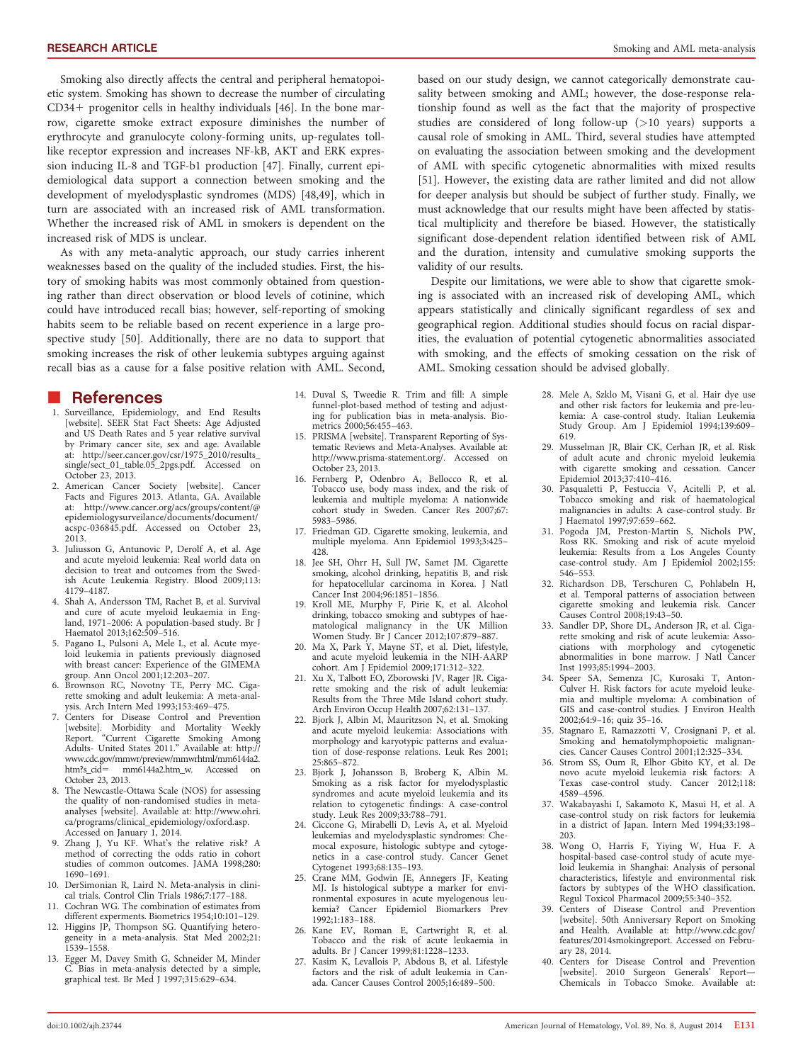Smoking also directly affects the central and peripheral hematopoietic system. Smoking has shown to decrease the number of circulating CD34+ progenitor cells in healthy individuals [46]. In the bone marrow, cigarette smoke extract exposure diminishes the number of erythrocyte and granulocyte colony-forming units, up-regulates toll-like receptor expression and increases NF-kB, AKT and ERK expression inducing IL-8 and TGF-b1 production [47]. Finally, current epidemiological data support a connection between smoking and the development of myelodysplastic syndromes (MDS) [48,49], which in turn are associated with an increased risk of AML transformation. Whether the increased risk of AML in smokers is dependent on the increased risk of MDS is unclear.

As with any meta-analytic approach, our study carries inherent weaknesses based on the quality of the included studies. First, the history of smoking habits was most commonly obtained from questioning rather than direct observation or blood levels of cotinine, which could have introduced recall bias; however, self-reporting of smoking habits seem to be reliable based on recent experience in a large prospective study [50]. Additionally, there are no data to support that smoking increases the risk of other leukemia subtypes arguing against recall bias as a cause for a false positive relation with AML. Second, based on our study design, we cannot categorically demonstrate causality between smoking and AML; however, the dose-response relationship found as well as the fact that the majority of prospective studies are considered of long follow-up (>10 years) supports a causal role of smoking in AML. Third, several studies have attempted on evaluating the association between smoking and the development of AML with specific cytogenetic abnormalities with mixed results [51]. However, the existing data are rather limited and did not allow for deeper analysis but should be subject of further study. Finally, we must acknowledge that our results might have been affected by statistical multiplicity and therefore be biased. However, the statistically significant dose-dependent relation identified between risk of AML and the duration, intensity and cumulative smoking supports the validity of our results.

Despite our limitations, we were able to show that cigarette smoking is associated with an increased risk of developing AML, which appears statistically and clinically significant regardless of sex and geographical region. Additional studies should focus on racial disparities, the evaluation of potential cytogenetic abnormalities associated with smoking, and the effects of smoking cessation on the risk of AML. Smoking cessation should be advised globally.

## References

1. Surveillance, Epidemiology, and End Results [website]. SEER Stat Fact Sheets: Age Adjusted and US Death Rates and 5 year relative survival by Primary cancer site, sex and age. Available at: http://seer.cancer.gov/csr/1975_2010/results_single/sect_01_table.05_2pgs.pdf. Accessed on October 23, 2013.
2. American Cancer Society [website]. Cancer Facts and Figures 2013. Atlanta, GA. Available at: http://www.cancer.org/acs/groups/content/@epidemiologysurveilance/documents/document/acspc-036845.pdf. Accessed on October 23, 2013.
3. Juliusson G, Antunovic P, Derolf A, et al. Age and acute myeloid leukemia: Real world data on decision to treat and outcomes from the Swedish Acute Leukemia Registry. Blood 2009;113:4179–4187.
4. Shah A, Andersson TM, Rachet B, et al. Survival and cure of acute myeloid leukaemia in England, 1971–2006: A population-based study. Br J Haematol 2013;162:509–516.
5. Pagano L, Pulsoni A, Mele L, et al. Acute myeloid leukemia in patients previously diagnosed with breast cancer: Experience of the GIMEMA group. Ann Oncol 2001;12:203–207.
6. Brownson RC, Novotny TE, Perry MC. Cigarette smoking and adult leukemia: A meta-analysis. Arch Intern Med 1993;153:469–475.
7. Centers for Disease Control and Prevention [website]. Morbidity and Mortality Weekly Report. "Current Cigarette Smoking Among Adults- United States 2011." Available at: http://www.cdc.gov/mmwr/preview/mmwrhtml/mm6144a2.htm?s_cid= mm6144a2.htm_w. Accessed on October 23, 2013.
8. The Newcastle-Ottawa Scale (NOS) for assessing the quality of non-randomised studies in meta-analyses [website]. Available at: http://www.ohri.ca/programs/clinical_epidemiology/oxford.asp. Accessed on January 1, 2014.
9. Zhang J, Yu KF. What's the relative risk? A method of correcting the odds ratio in cohort studies of common outcomes. JAMA 1998;280:1690–1691.
10. DerSimonian R, Laird N. Meta-analysis in clinical trials. Control Clin Trials 1986;7:177–188.
11. Cochran WG. The combination of estimates from different experiments. Biometrics 1954;10:101–129.
12. Higgins JP, Thompson SG. Quantifying heterogeneity in a meta-analysis. Stat Med 2002;21:1539–1558.
13. Egger M, Davey Smith G, Schneider M, Minder C. Bias in meta-analysis detected by a simple, graphical test. Br Med J 1997;315:629–634.
14. Duval S, Tweedie R. Trim and fill: A simple funnel-plot-based method of testing and adjusting for publication bias in meta-analysis. Biometrics 2000;56:455–463.
15. PRISMA [website]. Transparent Reporting of Systematic Reviews and Meta-Analyses. Available at: http://www.prisma-statement.org/. Accessed on October 23, 2013.
16. Fernberg P, Odenbro A, Bellocco R, et al. Tobacco use, body mass index, and the risk of leukemia and multiple myeloma: A nationwide cohort study in Sweden. Cancer Res 2007;67:5983–5986.
17. Friedman GD. Cigarette smoking, leukemia, and multiple myeloma. Ann Epidemiol 1993;3:425–428.
18. Jee SH, Ohrr H, Sull JW, Samet JM. Cigarette smoking, alcohol drinking, hepatitis B, and risk for hepatocellular carcinoma in Korea. J Natl Cancer Inst 2004;96:1851–1856.
19. Kroll ME, Murphy F, Pirie K, et al. Alcohol drinking, tobacco smoking and subtypes of haematological malignancy in the UK Million Women Study. Br J Cancer 2012;107:879–887.
20. Ma X, Park Y, Mayne ST, et al. Diet, lifestyle, and acute myeloid leukemia in the NIH-AARP cohort. Am J Epidemiol 2009;171:312–322.
21. Xu X, Talbott EO, Zborowski JV, Rager JR. Cigarette smoking and the risk of adult leukemia: Results from the Three Mile Island cohort study. Arch Environ Occup Health 2007;62:131–137.
22. Bjork J, Albin M, Mauritzson N, et al. Smoking and acute myeloid leukemia: Associations with morphology and karyotypic patterns and evaluation of dose-response relations. Leuk Res 2001;25:865–872.
23. Bjork J, Johansson B, Broberg K, Albin M. Smoking as a risk factor for myelodysplastic syndromes and acute myeloid leukemia and its relation to cytogenetic findings: A case-control study. Leuk Res 2009;33:788–791.
24. Ciccone G, Mirabelli D, Levis A, et al. Myeloid leukemias and myelodysplastic syndromes: Chemocal exposure, histologic subtype and cytogenetics in a case-control study. Cancer Genet Cytogenet 1993;68:135–193.
25. Crane MM, Godwin JE, Annegers JF, Keating MJ. Is histological subtype a marker for environmental exposures in acute myelogenous leukemia? Cancer Epidemiol Biomarkers Prev 1992;1:183–188.
26. Kane EV, Roman E, Cartwright R, et al. Tobacco and the risk of acute leukaemia in adults. Br J Cancer 1999;81:1228–1233.
27. Kasim K, Levallois P, Abdous B, et al. Lifestyle factors and the risk of adult leukemia in Canada. Cancer Causes Control 2005;16:489–500.
28. Mele A, Szklo M, Visani G, et al. Hair dye use and other risk factors for leukemia and pre-leukemia: A case-control study. Italian Leukemia Study Group. Am J Epidemiol 1994;139:609–619.
29. Musselman JR, Blair CK, Cerhan JR, et al. Risk of adult acute and chronic myeloid leukemia with cigarette smoking and cessation. Cancer Epidemiol 2013;37:410–416.
30. Pasqualetti P, Festuccia V, Acitelli P, et al. Tobacco smoking and risk of haematological malignancies in adults: A case-control study. Br J Haematol 1997;97:659–662.
31. Pogoda JM, Preston-Martin S, Nichols PW, Ross RK. Smoking and risk of acute myeloid leukemia: Results from a Los Angeles County case-control study. Am J Epidemiol 2002;155:546–553.
32. Richardson DB, Terschuren C, Pohlabeln H, et al. Temporal patterns of association between cigarette smoking and leukemia risk. Cancer Causes Control 2008;19:43–50.
33. Sandler DP, Shore DL, Anderson JR, et al. Cigarette smoking and risk of acute leukemia: Associations with morphology and cytogenetic abnormalities in bone marrow. J Natl Cancer Inst 1993;85:1994–2003.
34. Speer SA, Semenza JC, Kurosaki T, Anton-Culver H. Risk factors for acute myeloid leukemia and multiple myeloma: A combination of GIS and case-control studies. J Environ Health 2002;64:9–16; quiz 35–16.
35. Stagnaro E, Ramazzotti V, Crosignani P, et al. Smoking and hematolymphopoietic malignancies. Cancer Causes Control 2001;12:325–334.
36. Strom SS, Oum R, Elhor Gbito KY, et al. De novo acute myeloid leukemia risk factors: A Texas case-control study. Cancer 2012;118:4589–4596.
37. Wakabayashi I, Sakamoto K, Masui H, et al. A case-control study on risk factors for leukemia in a district of Japan. Intern Med 1994;33:198–203.
38. Wong O, Harris F, Yiying W, Hua F. A hospital-based case-control study of acute myeloid leukemia in Shanghai: Analysis of personal characteristics, lifestyle and environmental risk factors by subtypes of the WHO classification. Regul Toxicol Pharmacol 2009;55:340–352.
39. Centers of Disease Control and Prevention [website]. 50th Anniversary Report on Smoking and Health. Available at: http://www.cdc.gov/features/2014smokingreport. Accessed on February 28, 2014.
40. Centers for Disease Control and Prevention [website]. 2010 Surgeon Generals' Report—Chemicals in Tobacco Smoke. Available at: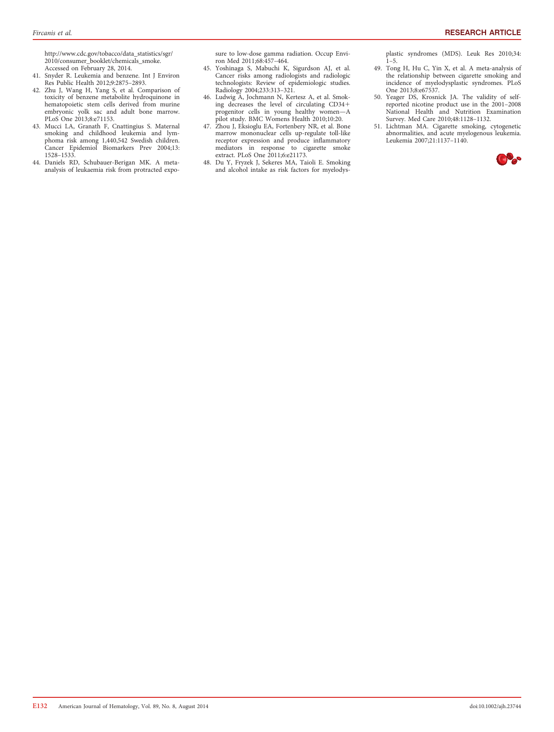http://www.cdc.gov/tobacco/data_statistics/sgr/2010/consumer_booklet/chemicals_smoke. Accessed on February 28, 2014.

41. Snyder R. Leukemia and benzene. Int J Environ Res Public Health 2012;9:2875–2893.
42. Zhu J, Wang H, Yang S, et al. Comparison of toxicity of benzene metabolite hydroquinone in hematopoietic stem cells derived from murine embryonic yolk sac and adult bone marrow. PLoS One 2013;8:e71153.
43. Mucci LA, Granath F, Cnattingius S. Maternal smoking and childhood leukemia and lymphoma risk among 1,440,542 Swedish children. Cancer Epidemiol Biomarkers Prev 2004;13:1528–1533.
44. Daniels RD, Schubauer-Berigan MK. A meta-analysis of leukaemia risk from protracted exposure to low-dose gamma radiation. Occup Environ Med 2011;68:457–464.
45. Yoshinaga S, Mabuchi K, Sigurdson AJ, et al. Cancer risks among radiologists and radiologic technologists: Review of epidemiologic studies. Radiology 2004;233:313–321.
46. Ludwig A, Jochmann N, Kertesz A, et al. Smoking decreases the level of circulating CD34+ progenitor cells in young healthy women—A pilot study. BMC Womens Health 2010;10:20.
47. Zhou J, Eksioglu EA, Fortenbery NR, et al. Bone marrow mononuclear cells up-regulate toll-like receptor expression and produce inflammatory mediators in response to cigarette smoke extract. PLoS One 2011;6:e21173.
48. Du Y, Fryzek J, Sekeres MA, Taioli E. Smoking and alcohol intake as risk factors for myelodysplastic syndromes (MDS). Leuk Res 2010;34:1–5.
49. Tong H, Hu C, Yin X, et al. A meta-analysis of the relationship between cigarette smoking and incidence of myelodysplastic syndromes. PLoS One 2013;8:e67537.
50. Yeager DS, Krosnick JA. The validity of self-reported nicotine product use in the 2001–2008 National Health and Nutrition Examination Survey. Med Care 2010;48:1128–1132.
51. Lichtman MA. Cigarette smoking, cytogenetic abnormalities, and acute myelogenous leukemia. Leukemia 2007;21:1137–1140.